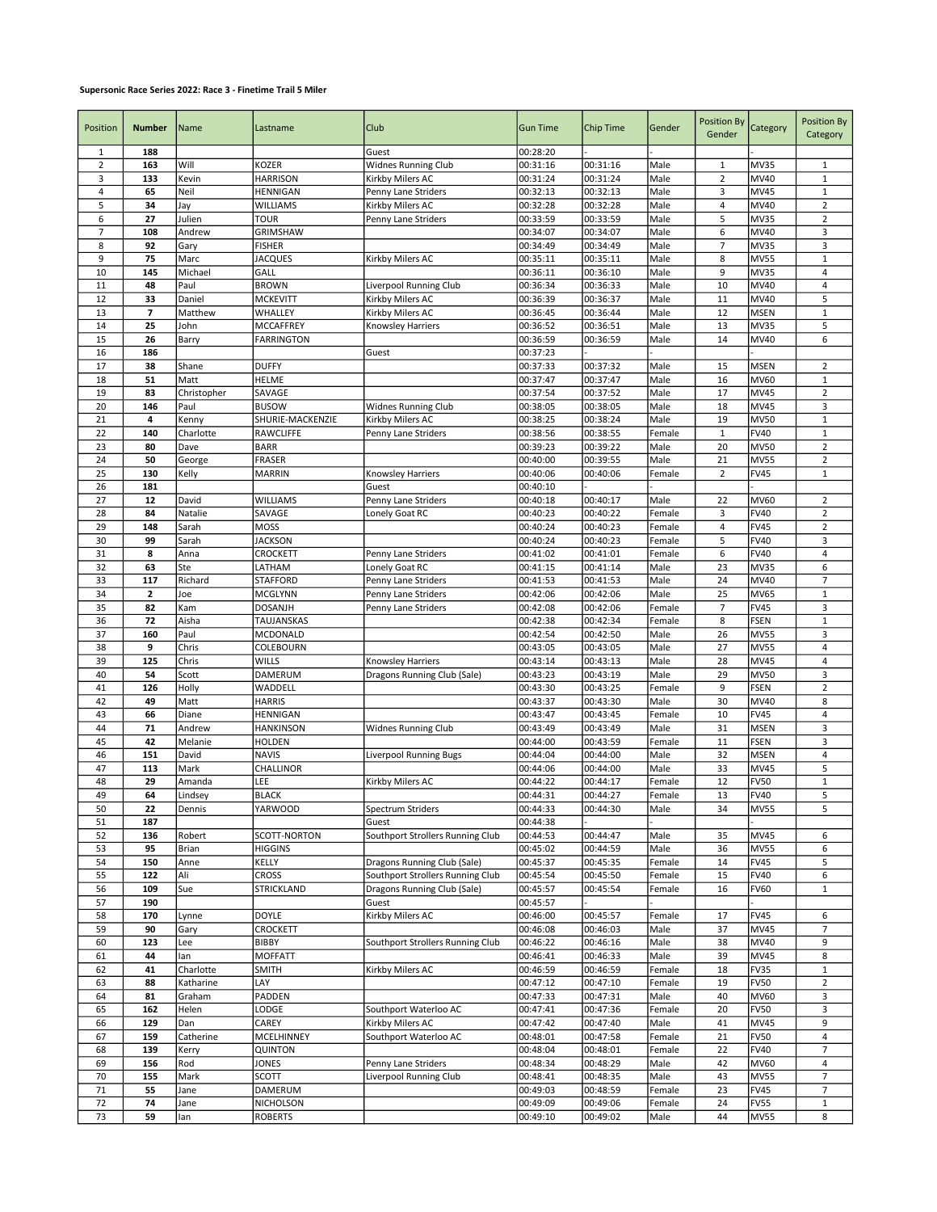**Supersonic Race Series 2022: Race 3 - Finetime Trail 5 Miler**

| Position | Number | Name | Lastname | Club | Gun Time | Chip Time | Gender | Position By Gender | Category | Position By Category |
|---|---|---|---|---|---|---|---|---|---|---|
| 1 | **188** | | | Guest | 00:28:20 | - | - | | - | |
| 2 | **163** | Will | KOZER | Widnes Running Club | 00:31:16 | 00:31:16 | Male | 1 | MV35 | 1 |
| 3 | **133** | Kevin | HARRISON | Kirkby Milers AC | 00:31:24 | 00:31:24 | Male | 2 | MV40 | 1 |
| 4 | **65** | Neil | HENNIGAN | Penny Lane Striders | 00:32:13 | 00:32:13 | Male | 3 | MV45 | 1 |
| 5 | **34** | Jay | WILLIAMS | Kirkby Milers AC | 00:32:28 | 00:32:28 | Male | 4 | MV40 | 2 |
| 6 | **27** | Julien | TOUR | Penny Lane Striders | 00:33:59 | 00:33:59 | Male | 5 | MV35 | 2 |
| 7 | **108** | Andrew | GRIMSHAW | | 00:34:07 | 00:34:07 | Male | 6 | MV40 | 3 |
| 8 | **92** | Gary | FISHER | | 00:34:49 | 00:34:49 | Male | 7 | MV35 | 3 |
| 9 | **75** | Marc | JACQUES | Kirkby Milers AC | 00:35:11 | 00:35:11 | Male | 8 | MV55 | 1 |
| 10 | **145** | Michael | GALL | | 00:36:11 | 00:36:10 | Male | 9 | MV35 | 4 |
| 11 | **48** | Paul | BROWN | Liverpool Running Club | 00:36:34 | 00:36:33 | Male | 10 | MV40 | 4 |
| 12 | **33** | Daniel | MCKEVITT | Kirkby Milers AC | 00:36:39 | 00:36:37 | Male | 11 | MV40 | 5 |
| 13 | **7** | Matthew | WHALLEY | Kirkby Milers AC | 00:36:45 | 00:36:44 | Male | 12 | MSEN | 1 |
| 14 | **25** | John | MCCAFFREY | Knowsley Harriers | 00:36:52 | 00:36:51 | Male | 13 | MV35 | 5 |
| 15 | **26** | Barry | FARRINGTON | | 00:36:59 | 00:36:59 | Male | 14 | MV40 | 6 |
| 16 | **186** | | | Guest | 00:37:23 | - | - | | - | |
| 17 | **38** | Shane | DUFFY | | 00:37:33 | 00:37:32 | Male | 15 | MSEN | 2 |
| 18 | **51** | Matt | HELME | | 00:37:47 | 00:37:47 | Male | 16 | MV60 | 1 |
| 19 | **83** | Christopher | SAVAGE | | 00:37:54 | 00:37:52 | Male | 17 | MV45 | 2 |
| 20 | **146** | Paul | BUSOW | Widnes Running Club | 00:38:05 | 00:38:05 | Male | 18 | MV45 | 3 |
| 21 | **4** | Kenny | SHURIE-MACKENZIE | Kirkby Milers AC | 00:38:25 | 00:38:24 | Male | 19 | MV50 | 1 |
| 22 | **140** | Charlotte | RAWCLIFFE | Penny Lane Striders | 00:38:56 | 00:38:55 | Female | 1 | FV40 | 1 |
| 23 | **80** | Dave | BARR | | 00:39:23 | 00:39:22 | Male | 20 | MV50 | 2 |
| 24 | **50** | George | FRASER | | 00:40:00 | 00:39:55 | Male | 21 | MV55 | 2 |
| 25 | **130** | Kelly | MARRIN | Knowsley Harriers | 00:40:06 | 00:40:06 | Female | 2 | FV45 | 1 |
| 26 | **181** | | | Guest | 00:40:10 | - | - | | - | |
| 27 | **12** | David | WILLIAMS | Penny Lane Striders | 00:40:18 | 00:40:17 | Male | 22 | MV60 | 2 |
| 28 | **84** | Natalie | SAVAGE | Lonely Goat RC | 00:40:23 | 00:40:22 | Female | 3 | FV40 | 2 |
| 29 | **148** | Sarah | MOSS | | 00:40:24 | 00:40:23 | Female | 4 | FV45 | 2 |
| 30 | **99** | Sarah | JACKSON | | 00:40:24 | 00:40:23 | Female | 5 | FV40 | 3 |
| 31 | **8** | Anna | CROCKETT | Penny Lane Striders | 00:41:02 | 00:41:01 | Female | 6 | FV40 | 4 |
| 32 | **63** | Ste | LATHAM | Lonely Goat RC | 00:41:15 | 00:41:14 | Male | 23 | MV35 | 6 |
| 33 | **117** | Richard | STAFFORD | Penny Lane Striders | 00:41:53 | 00:41:53 | Male | 24 | MV40 | 7 |
| 34 | **2** | Joe | MCGLYNN | Penny Lane Striders | 00:42:06 | 00:42:06 | Male | 25 | MV65 | 1 |
| 35 | **82** | Kam | DOSANJH | Penny Lane Striders | 00:42:08 | 00:42:06 | Female | 7 | FV45 | 3 |
| 36 | **72** | Aisha | TAUJANSKAS | | 00:42:38 | 00:42:34 | Female | 8 | FSEN | 1 |
| 37 | **160** | Paul | MCDONALD | | 00:42:54 | 00:42:50 | Male | 26 | MV55 | 3 |
| 38 | **9** | Chris | COLEBOURN | | 00:43:05 | 00:43:05 | Male | 27 | MV55 | 4 |
| 39 | **125** | Chris | WILLS | Knowsley Harriers | 00:43:14 | 00:43:13 | Male | 28 | MV45 | 4 |
| 40 | **54** | Scott | DAMERUM | Dragons Running Club (Sale) | 00:43:23 | 00:43:19 | Male | 29 | MV50 | 3 |
| 41 | **126** | Holly | WADDELL | | 00:43:30 | 00:43:25 | Female | 9 | FSEN | 2 |
| 42 | **49** | Matt | HARRIS | | 00:43:37 | 00:43:30 | Male | 30 | MV40 | 8 |
| 43 | **66** | Diane | HENNIGAN | | 00:43:47 | 00:43:45 | Female | 10 | FV45 | 4 |
| 44 | **71** | Andrew | HANKINSON | Widnes Running Club | 00:43:49 | 00:43:49 | Male | 31 | MSEN | 3 |
| 45 | **42** | Melanie | HOLDEN | | 00:44:00 | 00:43:59 | Female | 11 | FSEN | 3 |
| 46 | **151** | David | NAVIS | Liverpool Running Bugs | 00:44:04 | 00:44:00 | Male | 32 | MSEN | 4 |
| 47 | **113** | Mark | CHALLINOR | | 00:44:06 | 00:44:00 | Male | 33 | MV45 | 5 |
| 48 | **29** | Amanda | LEE | Kirkby Milers AC | 00:44:22 | 00:44:17 | Female | 12 | FV50 | 1 |
| 49 | **64** | Lindsey | BLACK | | 00:44:31 | 00:44:27 | Female | 13 | FV40 | 5 |
| 50 | **22** | Dennis | YARWOOD | Spectrum Striders | 00:44:33 | 00:44:30 | Male | 34 | MV55 | 5 |
| 51 | **187** | | | Guest | 00:44:38 | - | - | | - | |
| 52 | **136** | Robert | SCOTT-NORTON | Southport Strollers Running Club | 00:44:53 | 00:44:47 | Male | 35 | MV45 | 6 |
| 53 | **95** | Brian | HIGGINS | | 00:45:02 | 00:44:59 | Male | 36 | MV55 | 6 |
| 54 | **150** | Anne | KELLY | Dragons Running Club (Sale) | 00:45:37 | 00:45:35 | Female | 14 | FV45 | 5 |
| 55 | **122** | Ali | CROSS | Southport Strollers Running Club | 00:45:54 | 00:45:50 | Female | 15 | FV40 | 6 |
| 56 | **109** | Sue | STRICKLAND | Dragons Running Club (Sale) | 00:45:57 | 00:45:54 | Female | 16 | FV60 | 1 |
| 57 | **190** | | | Guest | 00:45:57 | - | - | | - | |
| 58 | **170** | Lynne | DOYLE | Kirkby Milers AC | 00:46:00 | 00:45:57 | Female | 17 | FV45 | 6 |
| 59 | **90** | Gary | CROCKETT | | 00:46:08 | 00:46:03 | Male | 37 | MV45 | 7 |
| 60 | **123** | Lee | BIBBY | Southport Strollers Running Club | 00:46:22 | 00:46:16 | Male | 38 | MV40 | 9 |
| 61 | **44** | Ian | MOFFATT | | 00:46:41 | 00:46:33 | Male | 39 | MV45 | 8 |
| 62 | **41** | Charlotte | SMITH | Kirkby Milers AC | 00:46:59 | 00:46:59 | Female | 18 | FV35 | 1 |
| 63 | **88** | Katharine | LAY | | 00:47:12 | 00:47:10 | Female | 19 | FV50 | 2 |
| 64 | **81** | Graham | PADDEN | | 00:47:33 | 00:47:31 | Male | 40 | MV60 | 3 |
| 65 | **162** | Helen | LODGE | Southport Waterloo AC | 00:47:41 | 00:47:36 | Female | 20 | FV50 | 3 |
| 66 | **129** | Dan | CAREY | Kirkby Milers AC | 00:47:42 | 00:47:40 | Male | 41 | MV45 | 9 |
| 67 | **159** | Catherine | MCELHINNEY | Southport Waterloo AC | 00:48:01 | 00:47:58 | Female | 21 | FV50 | 4 |
| 68 | **139** | Kerry | QUINTON | | 00:48:04 | 00:48:01 | Female | 22 | FV40 | 7 |
| 69 | **156** | Rod | JONES | Penny Lane Striders | 00:48:34 | 00:48:29 | Male | 42 | MV60 | 4 |
| 70 | **155** | Mark | SCOTT | Liverpool Running Club | 00:48:41 | 00:48:35 | Male | 43 | MV55 | 7 |
| 71 | **55** | Jane | DAMERUM | | 00:49:03 | 00:48:59 | Female | 23 | FV45 | 7 |
| 72 | **74** | Jane | NICHOLSON | | 00:49:09 | 00:49:06 | Female | 24 | FV55 | 1 |
| 73 | **59** | Ian | ROBERTS | | 00:49:10 | 00:49:02 | Male | 44 | MV55 | 8 |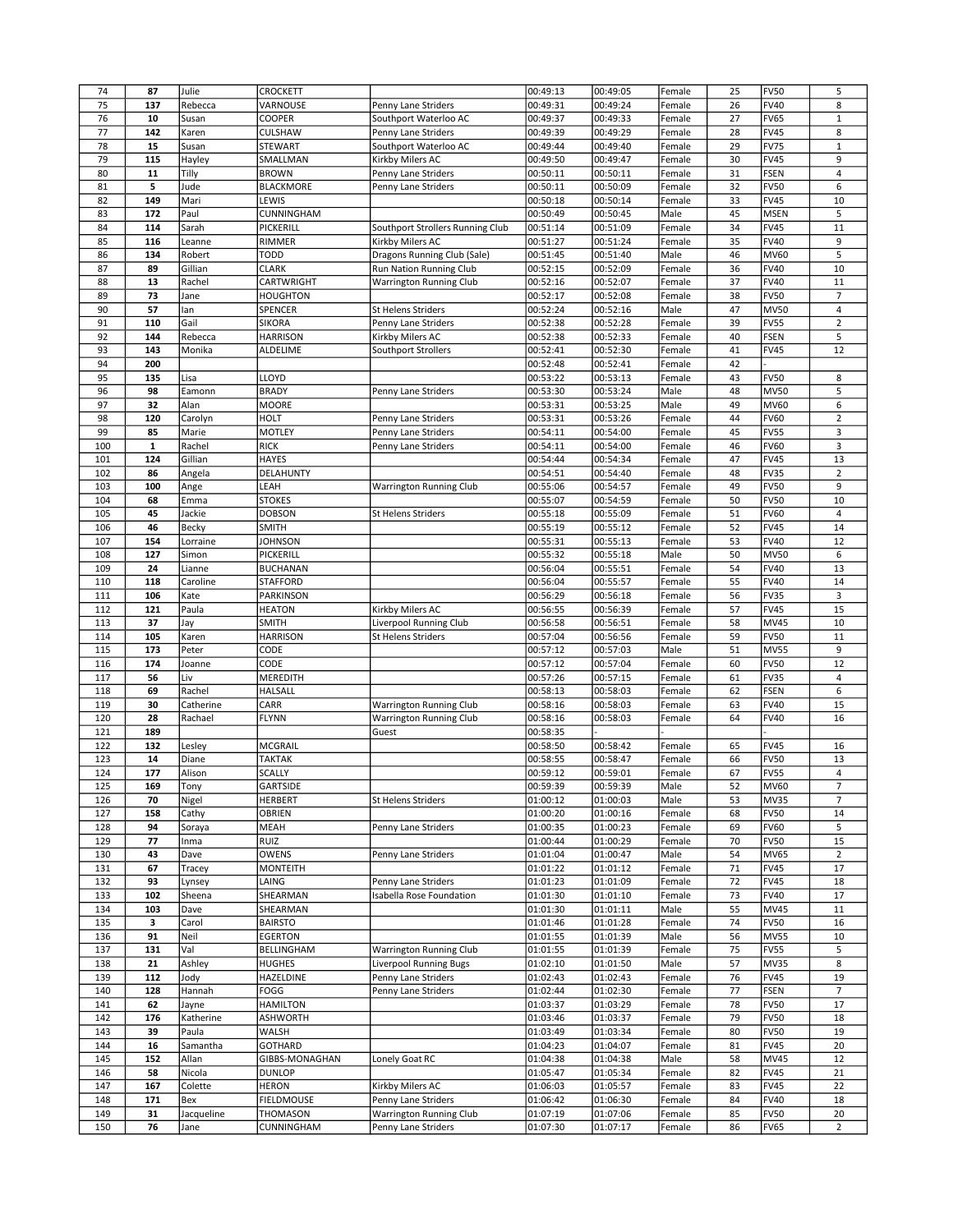| 74 | 87 | Julie | CROCKETT | | 00:49:13 | 00:49:05 | Female | 25 | FV50 | 5 |
|---|---|---|---|---|---|---|---|---|---|---|
| 75 | 137 | Rebecca | VARNOUSE | Penny Lane Striders | 00:49:31 | 00:49:24 | Female | 26 | FV40 | 8 |
| 76 | 10 | Susan | COOPER | Southport Waterloo AC | 00:49:37 | 00:49:33 | Female | 27 | FV65 | 1 |
| 77 | 142 | Karen | CULSHAW | Penny Lane Striders | 00:49:39 | 00:49:29 | Female | 28 | FV45 | 8 |
| 78 | 15 | Susan | STEWART | Southport Waterloo AC | 00:49:44 | 00:49:40 | Female | 29 | FV75 | 1 |
| 79 | 115 | Hayley | SMALLMAN | Kirkby Milers AC | 00:49:50 | 00:49:47 | Female | 30 | FV45 | 9 |
| 80 | 11 | Tilly | BROWN | Penny Lane Striders | 00:50:11 | 00:50:11 | Female | 31 | FSEN | 4 |
| 81 | 5 | Jude | BLACKMORE | Penny Lane Striders | 00:50:11 | 00:50:09 | Female | 32 | FV50 | 6 |
| 82 | 149 | Mari | LEWIS | | 00:50:18 | 00:50:14 | Female | 33 | FV45 | 10 |
| 83 | 172 | Paul | CUNNINGHAM | | 00:50:49 | 00:50:45 | Male | 45 | MSEN | 5 |
| 84 | 114 | Sarah | PICKERILL | Southport Strollers Running Club | 00:51:14 | 00:51:09 | Female | 34 | FV45 | 11 |
| 85 | 116 | Leanne | RIMMER | Kirkby Milers AC | 00:51:27 | 00:51:24 | Female | 35 | FV40 | 9 |
| 86 | 134 | Robert | TODD | Dragons Running Club (Sale) | 00:51:45 | 00:51:40 | Male | 46 | MV60 | 5 |
| 87 | 89 | Gillian | CLARK | Run Nation Running Club | 00:52:15 | 00:52:09 | Female | 36 | FV40 | 10 |
| 88 | 13 | Rachel | CARTWRIGHT | Warrington Running Club | 00:52:16 | 00:52:07 | Female | 37 | FV40 | 11 |
| 89 | 73 | Jane | HOUGHTON | | 00:52:17 | 00:52:08 | Female | 38 | FV50 | 7 |
| 90 | 57 | Ian | SPENCER | St Helens Striders | 00:52:24 | 00:52:16 | Male | 47 | MV50 | 4 |
| 91 | 110 | Gail | SIKORA | Penny Lane Striders | 00:52:38 | 00:52:28 | Female | 39 | FV55 | 2 |
| 92 | 144 | Rebecca | HARRISON | Kirkby Milers AC | 00:52:38 | 00:52:33 | Female | 40 | FSEN | 5 |
| 93 | 143 | Monika | ALDELIME | Southport Strollers | 00:52:41 | 00:52:30 | Female | 41 | FV45 | 12 |
| 94 | 200 | | | | 00:52:48 | 00:52:41 | Female | 42 | - | |
| 95 | 135 | Lisa | LLOYD | | 00:53:22 | 00:53:13 | Female | 43 | FV50 | 8 |
| 96 | 98 | Eamonn | BRADY | Penny Lane Striders | 00:53:30 | 00:53:24 | Male | 48 | MV50 | 5 |
| 97 | 32 | Alan | MOORE | | 00:53:31 | 00:53:25 | Male | 49 | MV60 | 6 |
| 98 | 120 | Carolyn | HOLT | Penny Lane Striders | 00:53:31 | 00:53:26 | Female | 44 | FV60 | 2 |
| 99 | 85 | Marie | MOTLEY | Penny Lane Striders | 00:54:11 | 00:54:00 | Female | 45 | FV55 | 3 |
| 100 | 1 | Rachel | RICK | Penny Lane Striders | 00:54:11 | 00:54:00 | Female | 46 | FV60 | 3 |
| 101 | 124 | Gillian | HAYES | | 00:54:44 | 00:54:34 | Female | 47 | FV45 | 13 |
| 102 | 86 | Angela | DELAHUNTY | | 00:54:51 | 00:54:40 | Female | 48 | FV35 | 2 |
| 103 | 100 | Ange | LEAH | Warrington Running Club | 00:55:06 | 00:54:57 | Female | 49 | FV50 | 9 |
| 104 | 68 | Emma | STOKES | | 00:55:07 | 00:54:59 | Female | 50 | FV50 | 10 |
| 105 | 45 | Jackie | DOBSON | St Helens Striders | 00:55:18 | 00:55:09 | Female | 51 | FV60 | 4 |
| 106 | 46 | Becky | SMITH | | 00:55:19 | 00:55:12 | Female | 52 | FV45 | 14 |
| 107 | 154 | Lorraine | JOHNSON | | 00:55:31 | 00:55:13 | Female | 53 | FV40 | 12 |
| 108 | 127 | Simon | PICKERILL | | 00:55:32 | 00:55:18 | Male | 50 | MV50 | 6 |
| 109 | 24 | Lianne | BUCHANAN | | 00:56:04 | 00:55:51 | Female | 54 | FV40 | 13 |
| 110 | 118 | Caroline | STAFFORD | | 00:56:04 | 00:55:57 | Female | 55 | FV40 | 14 |
| 111 | 106 | Kate | PARKINSON | | 00:56:29 | 00:56:18 | Female | 56 | FV35 | 3 |
| 112 | 121 | Paula | HEATON | Kirkby Milers AC | 00:56:55 | 00:56:39 | Female | 57 | FV45 | 15 |
| 113 | 37 | Jay | SMITH | Liverpool Running Club | 00:56:58 | 00:56:51 | Female | 58 | MV45 | 10 |
| 114 | 105 | Karen | HARRISON | St Helens Striders | 00:57:04 | 00:56:56 | Female | 59 | FV50 | 11 |
| 115 | 173 | Peter | CODE | | 00:57:12 | 00:57:03 | Male | 51 | MV55 | 9 |
| 116 | 174 | Joanne | CODE | | 00:57:12 | 00:57:04 | Female | 60 | FV50 | 12 |
| 117 | 56 | Liv | MEREDITH | | 00:57:26 | 00:57:15 | Female | 61 | FV35 | 4 |
| 118 | 69 | Rachel | HALSALL | | 00:58:13 | 00:58:03 | Female | 62 | FSEN | 6 |
| 119 | 30 | Catherine | CARR | Warrington Running Club | 00:58:16 | 00:58:03 | Female | 63 | FV40 | 15 |
| 120 | 28 | Rachael | FLYNN | Warrington Running Club | 00:58:16 | 00:58:03 | Female | 64 | FV40 | 16 |
| 121 | 189 | | | Guest | 00:58:35 | - | - | | - | |
| 122 | 132 | Lesley | MCGRAIL | | 00:58:50 | 00:58:42 | Female | 65 | FV45 | 16 |
| 123 | 14 | Diane | TAKTAK | | 00:58:55 | 00:58:47 | Female | 66 | FV50 | 13 |
| 124 | 177 | Alison | SCALLY | | 00:59:12 | 00:59:01 | Female | 67 | FV55 | 4 |
| 125 | 169 | Tony | GARTSIDE | | 00:59:39 | 00:59:39 | Male | 52 | MV60 | 7 |
| 126 | 70 | Nigel | HERBERT | St Helens Striders | 01:00:12 | 01:00:03 | Male | 53 | MV35 | 7 |
| 127 | 158 | Cathy | OBRIEN | | 01:00:20 | 01:00:16 | Female | 68 | FV50 | 14 |
| 128 | 94 | Soraya | MEAH | Penny Lane Striders | 01:00:35 | 01:00:23 | Female | 69 | FV60 | 5 |
| 129 | 77 | Inma | RUIZ | | 01:00:44 | 01:00:29 | Female | 70 | FV50 | 15 |
| 130 | 43 | Dave | OWENS | Penny Lane Striders | 01:01:04 | 01:00:47 | Male | 54 | MV65 | 2 |
| 131 | 67 | Tracey | MONTEITH | | 01:01:22 | 01:01:12 | Female | 71 | FV45 | 17 |
| 132 | 93 | Lynsey | LAING | Penny Lane Striders | 01:01:23 | 01:01:09 | Female | 72 | FV45 | 18 |
| 133 | 102 | Sheena | SHEARMAN | Isabella Rose Foundation | 01:01:30 | 01:01:10 | Female | 73 | FV40 | 17 |
| 134 | 103 | Dave | SHEARMAN | | 01:01:30 | 01:01:11 | Male | 55 | MV45 | 11 |
| 135 | 3 | Carol | BAIRSTO | | 01:01:46 | 01:01:28 | Female | 74 | FV50 | 16 |
| 136 | 91 | Neil | EGERTON | | 01:01:55 | 01:01:39 | Male | 56 | MV55 | 10 |
| 137 | 131 | Val | BELLINGHAM | Warrington Running Club | 01:01:55 | 01:01:39 | Female | 75 | FV55 | 5 |
| 138 | 21 | Ashley | HUGHES | Liverpool Running Bugs | 01:02:10 | 01:01:50 | Male | 57 | MV35 | 8 |
| 139 | 112 | Jody | HAZELDINE | Penny Lane Striders | 01:02:43 | 01:02:43 | Female | 76 | FV45 | 19 |
| 140 | 128 | Hannah | FOGG | Penny Lane Striders | 01:02:44 | 01:02:30 | Female | 77 | FSEN | 7 |
| 141 | 62 | Jayne | HAMILTON | | 01:03:37 | 01:03:29 | Female | 78 | FV50 | 17 |
| 142 | 176 | Katherine | ASHWORTH | | 01:03:46 | 01:03:37 | Female | 79 | FV50 | 18 |
| 143 | 39 | Paula | WALSH | | 01:03:49 | 01:03:34 | Female | 80 | FV50 | 19 |
| 144 | 16 | Samantha | GOTHARD | | 01:04:23 | 01:04:07 | Female | 81 | FV45 | 20 |
| 145 | 152 | Allan | GIBBS-MONAGHAN | Lonely Goat RC | 01:04:38 | 01:04:38 | Male | 58 | MV45 | 12 |
| 146 | 58 | Nicola | DUNLOP | | 01:05:47 | 01:05:34 | Female | 82 | FV45 | 21 |
| 147 | 167 | Colette | HERON | Kirkby Milers AC | 01:06:03 | 01:05:57 | Female | 83 | FV45 | 22 |
| 148 | 171 | Bex | FIELDMOUSE | Penny Lane Striders | 01:06:42 | 01:06:30 | Female | 84 | FV40 | 18 |
| 149 | 31 | Jacqueline | THOMASON | Warrington Running Club | 01:07:19 | 01:07:06 | Female | 85 | FV50 | 20 |
| 150 | 76 | Jane | CUNNINGHAM | Penny Lane Striders | 01:07:30 | 01:07:17 | Female | 86 | FV65 | 2 |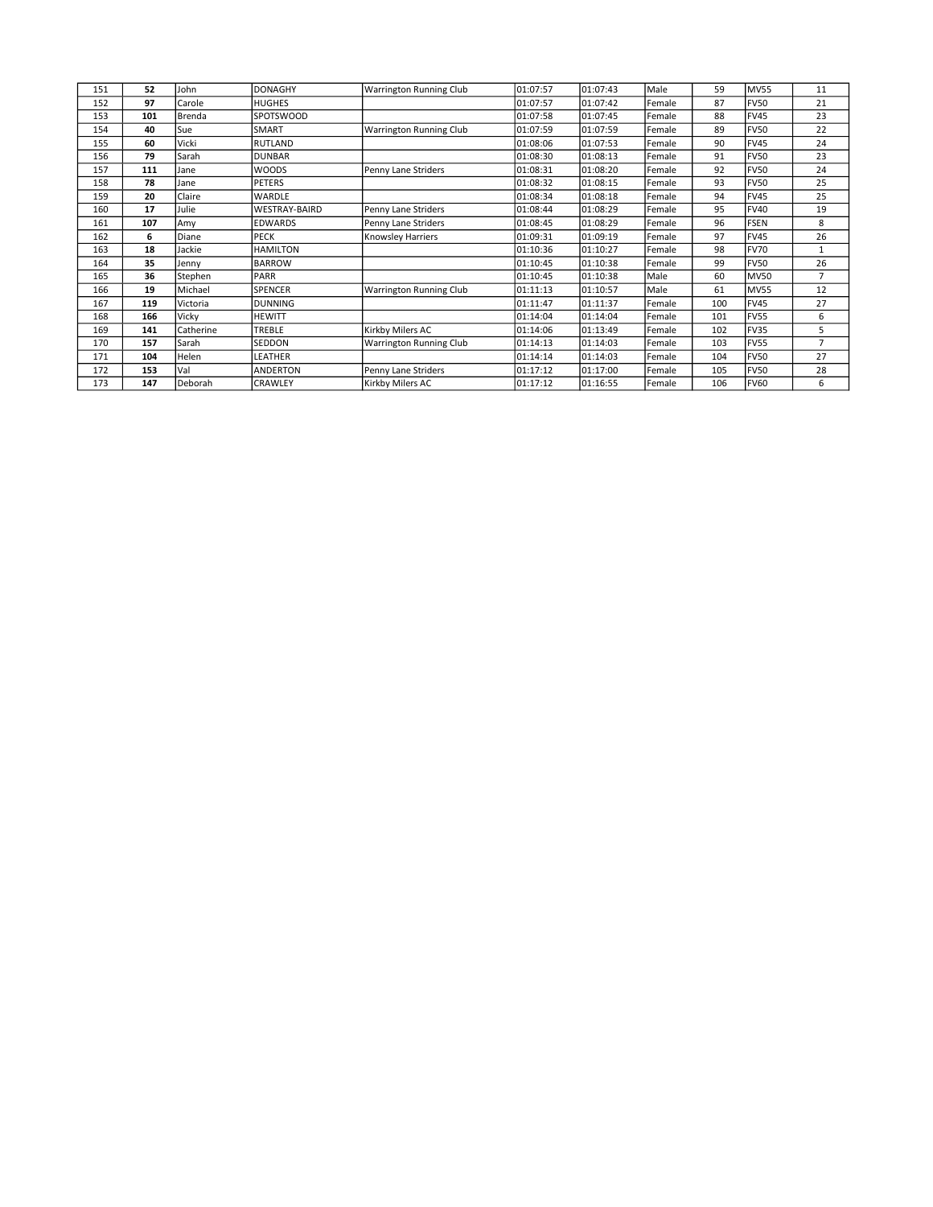| | | | | | | | | | | |
|---|---|---|---|---|---|---|---|---|---|---|
| 151 | **52** | John | DONAGHY | Warrington Running Club | 01:07:57 | 01:07:43 | Male | 59 | MV55 | 11 |
| 152 | **97** | Carole | HUGHES | | 01:07:57 | 01:07:42 | Female | 87 | FV50 | 21 |
| 153 | **101** | Brenda | SPOTSWOOD | | 01:07:58 | 01:07:45 | Female | 88 | FV45 | 23 |
| 154 | **40** | Sue | SMART | Warrington Running Club | 01:07:59 | 01:07:59 | Female | 89 | FV50 | 22 |
| 155 | **60** | Vicki | RUTLAND | | 01:08:06 | 01:07:53 | Female | 90 | FV45 | 24 |
| 156 | **79** | Sarah | DUNBAR | | 01:08:30 | 01:08:13 | Female | 91 | FV50 | 23 |
| 157 | **111** | Jane | WOODS | Penny Lane Striders | 01:08:31 | 01:08:20 | Female | 92 | FV50 | 24 |
| 158 | **78** | Jane | PETERS | | 01:08:32 | 01:08:15 | Female | 93 | FV50 | 25 |
| 159 | **20** | Claire | WARDLE | | 01:08:34 | 01:08:18 | Female | 94 | FV45 | 25 |
| 160 | **17** | Julie | WESTRAY-BAIRD | Penny Lane Striders | 01:08:44 | 01:08:29 | Female | 95 | FV40 | 19 |
| 161 | **107** | Amy | EDWARDS | Penny Lane Striders | 01:08:45 | 01:08:29 | Female | 96 | FSEN | 8 |
| 162 | **6** | Diane | PECK | Knowsley Harriers | 01:09:31 | 01:09:19 | Female | 97 | FV45 | 26 |
| 163 | **18** | Jackie | HAMILTON | | 01:10:36 | 01:10:27 | Female | 98 | FV70 | 1 |
| 164 | **35** | Jenny | BARROW | | 01:10:45 | 01:10:38 | Female | 99 | FV50 | 26 |
| 165 | **36** | Stephen | PARR | | 01:10:45 | 01:10:38 | Male | 60 | MV50 | 7 |
| 166 | **19** | Michael | SPENCER | Warrington Running Club | 01:11:13 | 01:10:57 | Male | 61 | MV55 | 12 |
| 167 | **119** | Victoria | DUNNING | | 01:11:47 | 01:11:37 | Female | 100 | FV45 | 27 |
| 168 | **166** | Vicky | HEWITT | | 01:14:04 | 01:14:04 | Female | 101 | FV55 | 6 |
| 169 | **141** | Catherine | TREBLE | Kirkby Milers AC | 01:14:06 | 01:13:49 | Female | 102 | FV35 | 5 |
| 170 | **157** | Sarah | SEDDON | Warrington Running Club | 01:14:13 | 01:14:03 | Female | 103 | FV55 | 7 |
| 171 | **104** | Helen | LEATHER | | 01:14:14 | 01:14:03 | Female | 104 | FV50 | 27 |
| 172 | **153** | Val | ANDERTON | Penny Lane Striders | 01:17:12 | 01:17:00 | Female | 105 | FV50 | 28 |
| 173 | **147** | Deborah | CRAWLEY | Kirkby Milers AC | 01:17:12 | 01:16:55 | Female | 106 | FV60 | 6 |